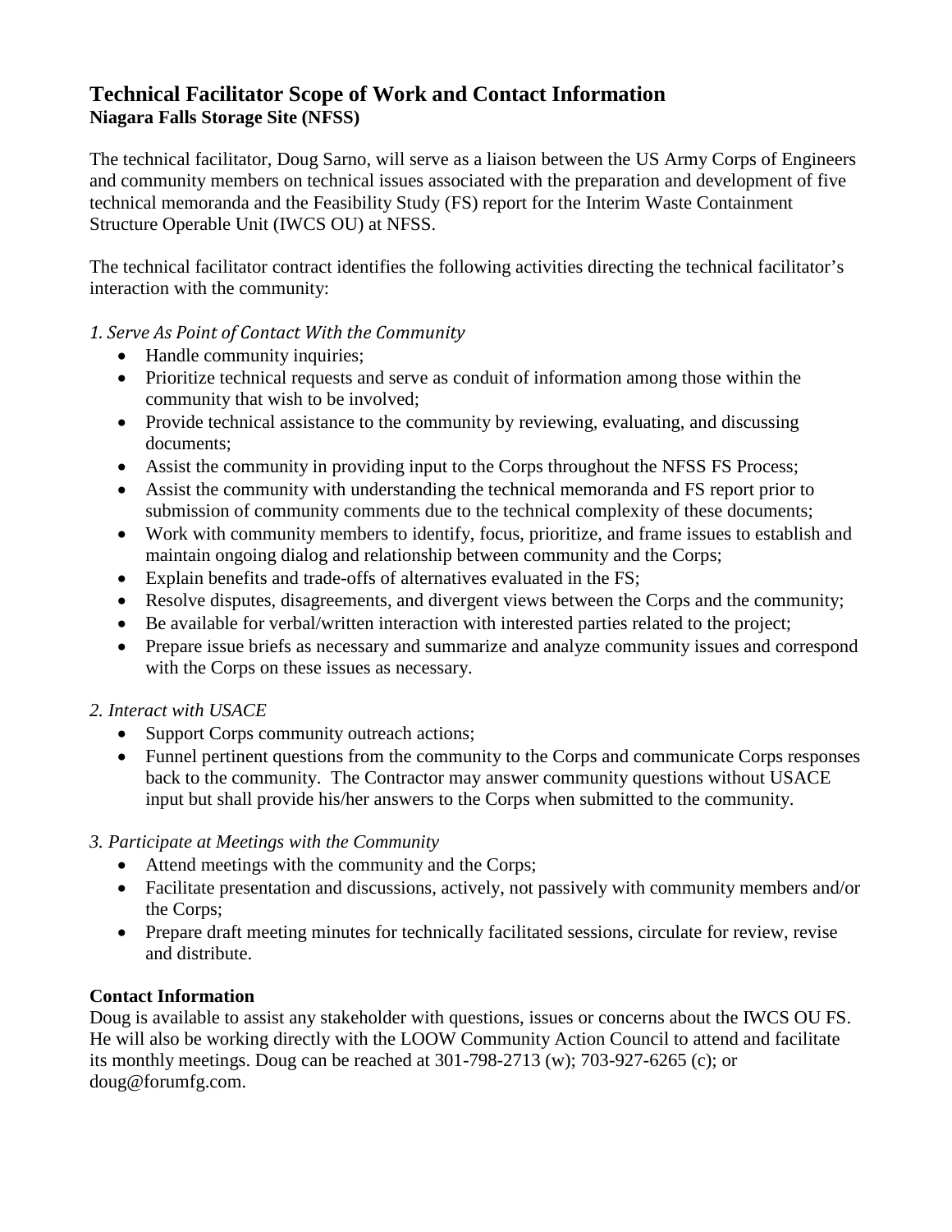# Technical Facilitator Scope of Work and Contact Information
**Niagara Falls Storage Site (NFSS)**

The technical facilitator, Doug Sarno, will serve as a liaison between the US Army Corps of Engineers and community members on technical issues associated with the preparation and development of five technical memoranda and the Feasibility Study (FS) report for the Interim Waste Containment Structure Operable Unit (IWCS OU) at NFSS.

The technical facilitator contract identifies the following activities directing the technical facilitator's interaction with the community:

*1. Serve As Point of Contact With the Community*

- Handle community inquiries;
- Prioritize technical requests and serve as conduit of information among those within the community that wish to be involved;
- Provide technical assistance to the community by reviewing, evaluating, and discussing documents;
- Assist the community in providing input to the Corps throughout the NFSS FS Process;
- Assist the community with understanding the technical memoranda and FS report prior to submission of community comments due to the technical complexity of these documents;
- Work with community members to identify, focus, prioritize, and frame issues to establish and maintain ongoing dialog and relationship between community and the Corps;
- Explain benefits and trade-offs of alternatives evaluated in the FS;
- Resolve disputes, disagreements, and divergent views between the Corps and the community;
- Be available for verbal/written interaction with interested parties related to the project;
- Prepare issue briefs as necessary and summarize and analyze community issues and correspond with the Corps on these issues as necessary.

*2. Interact with USACE*

- Support Corps community outreach actions;
- Funnel pertinent questions from the community to the Corps and communicate Corps responses back to the community. The Contractor may answer community questions without USACE input but shall provide his/her answers to the Corps when submitted to the community.

*3. Participate at Meetings with the Community*

- Attend meetings with the community and the Corps;
- Facilitate presentation and discussions, actively, not passively with community members and/or the Corps;
- Prepare draft meeting minutes for technically facilitated sessions, circulate for review, revise and distribute.

**Contact Information**

Doug is available to assist any stakeholder with questions, issues or concerns about the IWCS OU FS. He will also be working directly with the LOOW Community Action Council to attend and facilitate its monthly meetings. Doug can be reached at 301-798-2713 (w); 703-927-6265 (c); or doug@forumfg.com.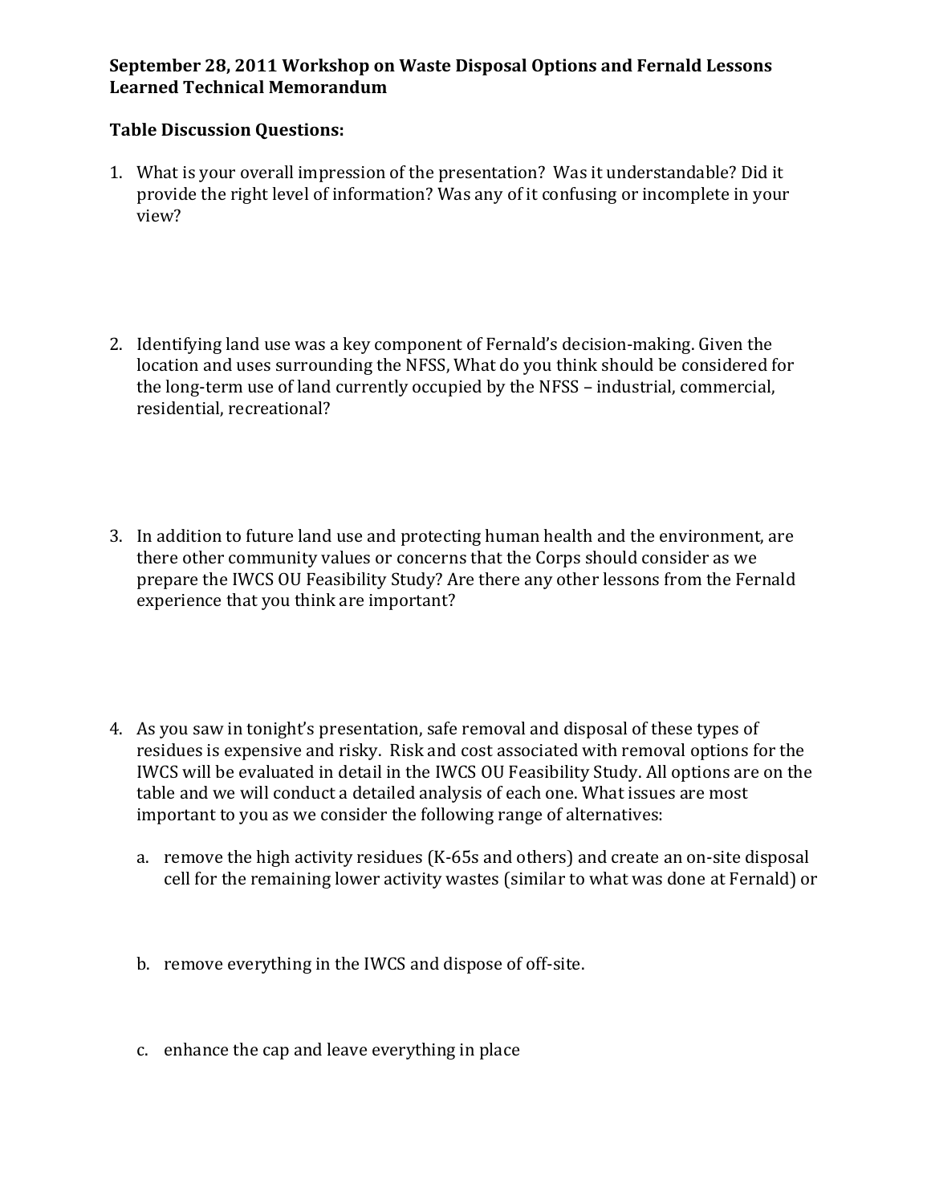**September 28, 2011 Workshop on Waste Disposal Options and Fernald Lessons Learned Technical Memorandum**

**Table Discussion Questions:**

1. What is your overall impression of the presentation? Was it understandable? Did it provide the right level of information? Was any of it confusing or incomplete in your view?

2. Identifying land use was a key component of Fernald's decision-making. Given the location and uses surrounding the NFSS, What do you think should be considered for the long-term use of land currently occupied by the NFSS – industrial, commercial, residential, recreational?

3. In addition to future land use and protecting human health and the environment, are there other community values or concerns that the Corps should consider as we prepare the IWCS OU Feasibility Study? Are there any other lessons from the Fernald experience that you think are important?

4. As you saw in tonight's presentation, safe removal and disposal of these types of residues is expensive and risky. Risk and cost associated with removal options for the IWCS will be evaluated in detail in the IWCS OU Feasibility Study. All options are on the table and we will conduct a detailed analysis of each one. What issues are most important to you as we consider the following range of alternatives:

   a. remove the high activity residues (K-65s and others) and create an on-site disposal cell for the remaining lower activity wastes (similar to what was done at Fernald) or

   b. remove everything in the IWCS and dispose of off-site.

   c. enhance the cap and leave everything in place